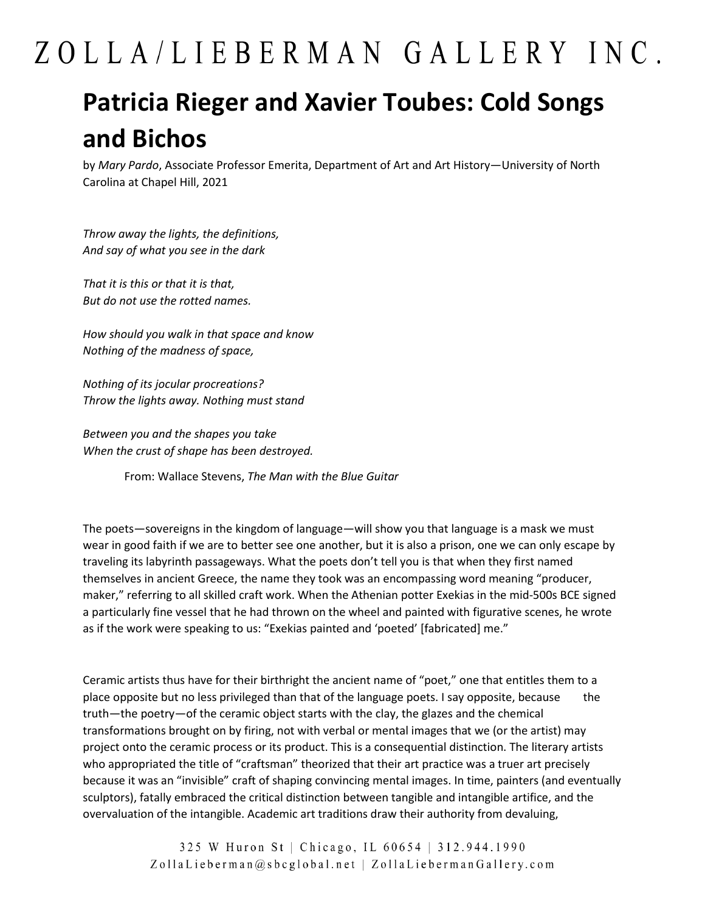# ZOLLA/LIEBERMAN GALLERY INC.

# Patricia Rieger and Xavier Toubes: Cold Songs and Bichos

by *Mary Pardo*, Associate Professor Emerita, Department of Art and Art History—University of North Carolina at Chapel Hill, 2021

*Throw away the lights, the definitions,*
*And say of what you see in the dark*

*That it is this or that it is that,*
*But do not use the rotted names.*

*How should you walk in that space and know*
*Nothing of the madness of space,*

*Nothing of its jocular procreations?*
*Throw the lights away. Nothing must stand*

*Between you and the shapes you take*
*When the crust of shape has been destroyed.*

From: Wallace Stevens, *The Man with the Blue Guitar*

The poets—sovereigns in the kingdom of language—will show you that language is a mask we must wear in good faith if we are to better see one another, but it is also a prison, one we can only escape by traveling its labyrinth passageways. What the poets don't tell you is that when they first named themselves in ancient Greece, the name they took was an encompassing word meaning "producer, maker," referring to all skilled craft work. When the Athenian potter Exekias in the mid-500s BCE signed a particularly fine vessel that he had thrown on the wheel and painted with figurative scenes, he wrote as if the work were speaking to us: "Exekias painted and 'poeted' [fabricated] me."

Ceramic artists thus have for their birthright the ancient name of "poet," one that entitles them to a place opposite but no less privileged than that of the language poets. I say opposite, because the truth—the poetry—of the ceramic object starts with the clay, the glazes and the chemical transformations brought on by firing, not with verbal or mental images that we (or the artist) may project onto the ceramic process or its product. This is a consequential distinction. The literary artists who appropriated the title of "craftsman" theorized that their art practice was a truer art precisely because it was an "invisible" craft of shaping convincing mental images. In time, painters (and eventually sculptors), fatally embraced the critical distinction between tangible and intangible artifice, and the overvaluation of the intangible. Academic art traditions draw their authority from devaluing,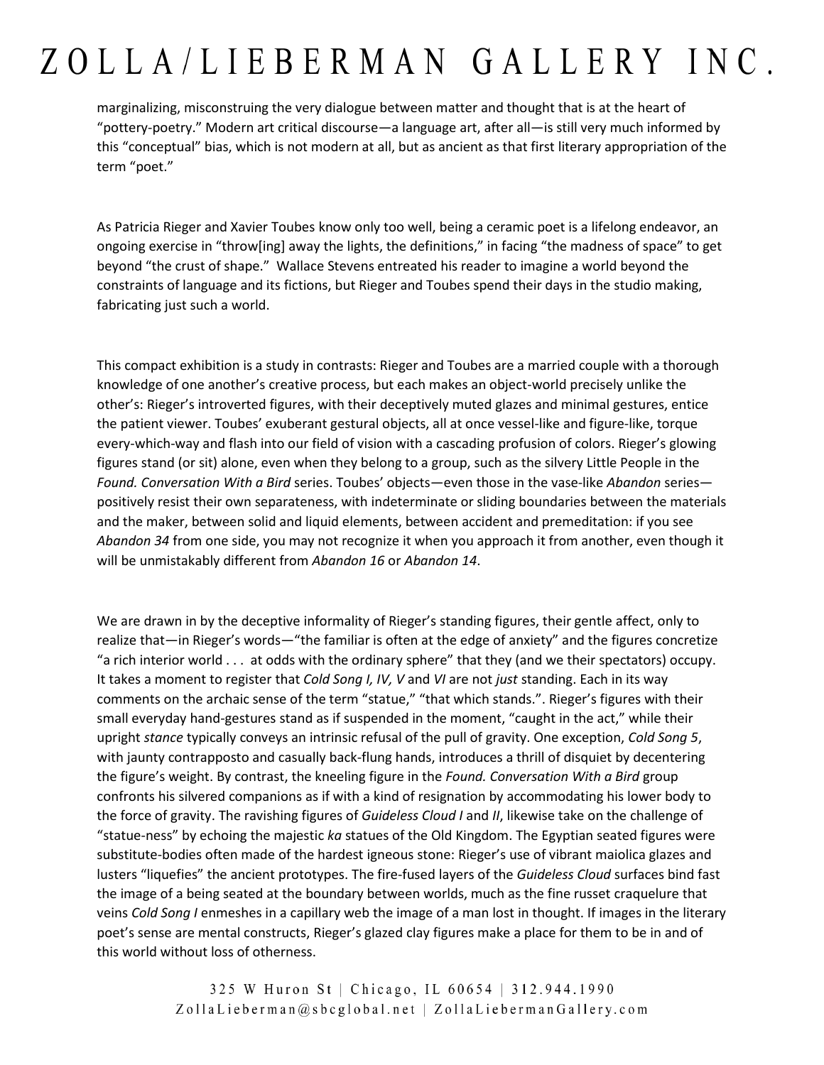marginalizing, misconstruing the very dialogue between matter and thought that is at the heart of "pottery-poetry." Modern art critical discourse—a language art, after all—is still very much informed by this "conceptual" bias, which is not modern at all, but as ancient as that first literary appropriation of the term "poet."

As Patricia Rieger and Xavier Toubes know only too well, being a ceramic poet is a lifelong endeavor, an ongoing exercise in "throw[ing] away the lights, the definitions," in facing "the madness of space" to get beyond "the crust of shape." Wallace Stevens entreated his reader to imagine a world beyond the constraints of language and its fictions, but Rieger and Toubes spend their days in the studio making, fabricating just such a world.

This compact exhibition is a study in contrasts: Rieger and Toubes are a married couple with a thorough knowledge of one another's creative process, but each makes an object-world precisely unlike the other's: Rieger's introverted figures, with their deceptively muted glazes and minimal gestures, entice the patient viewer. Toubes' exuberant gestural objects, all at once vessel-like and figure-like, torque every-which-way and flash into our field of vision with a cascading profusion of colors. Rieger's glowing figures stand (or sit) alone, even when they belong to a group, such as the silvery Little People in the *Found. Conversation With a Bird* series. Toubes' objects—even those in the vase-like *Abandon* series—positively resist their own separateness, with indeterminate or sliding boundaries between the materials and the maker, between solid and liquid elements, between accident and premeditation: if you see *Abandon 34* from one side, you may not recognize it when you approach it from another, even though it will be unmistakably different from *Abandon 16* or *Abandon 14*.

We are drawn in by the deceptive informality of Rieger's standing figures, their gentle affect, only to realize that—in Rieger's words—"the familiar is often at the edge of anxiety" and the figures concretize "a rich interior world . . . at odds with the ordinary sphere" that they (and we their spectators) occupy. It takes a moment to register that *Cold Song I, IV, V* and *VI* are not *just* standing. Each in its way comments on the archaic sense of the term "statue," "that which stands.". Rieger's figures with their small everyday hand-gestures stand as if suspended in the moment, "caught in the act," while their upright *stance* typically conveys an intrinsic refusal of the pull of gravity. One exception, *Cold Song 5*, with jaunty contrapposto and casually back-flung hands, introduces a thrill of disquiet by decentering the figure's weight. By contrast, the kneeling figure in the *Found. Conversation With a Bird* group confronts his silvered companions as if with a kind of resignation by accommodating his lower body to the force of gravity. The ravishing figures of *Guideless Cloud I* and *II*, likewise take on the challenge of "statue-ness" by echoing the majestic *ka* statues of the Old Kingdom. The Egyptian seated figures were substitute-bodies often made of the hardest igneous stone: Rieger's use of vibrant maiolica glazes and lusters "liquefies" the ancient prototypes. The fire-fused layers of the *Guideless Cloud* surfaces bind fast the image of a being seated at the boundary between worlds, much as the fine russet craquelure that veins *Cold Song I* enmeshes in a capillary web the image of a man lost in thought. If images in the literary poet's sense are mental constructs, Rieger's glazed clay figures make a place for them to be in and of this world without loss of otherness.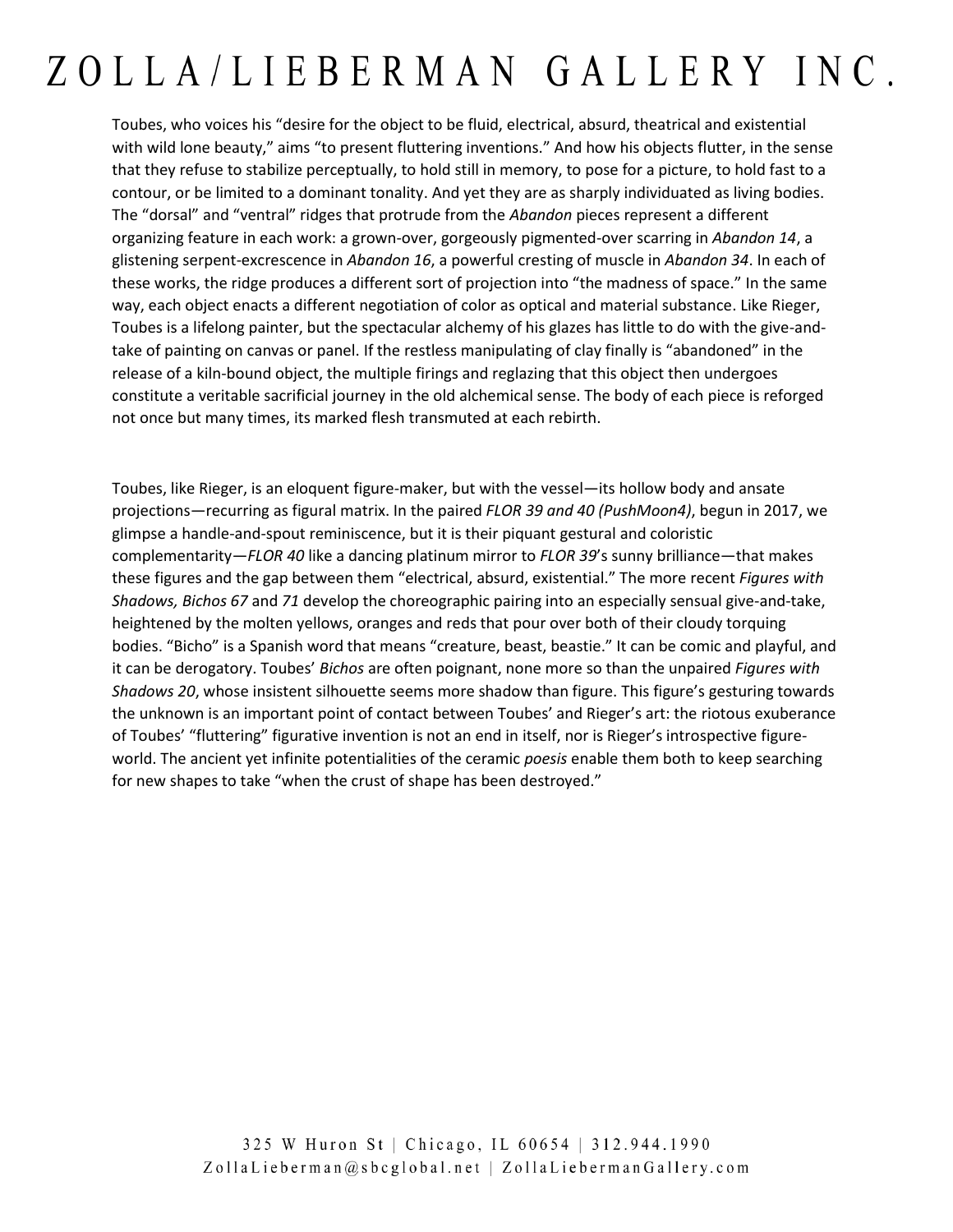Toubes, who voices his "desire for the object to be fluid, electrical, absurd, theatrical and existential with wild lone beauty," aims "to present fluttering inventions." And how his objects flutter, in the sense that they refuse to stabilize perceptually, to hold still in memory, to pose for a picture, to hold fast to a contour, or be limited to a dominant tonality. And yet they are as sharply individuated as living bodies. The "dorsal" and "ventral" ridges that protrude from the *Abandon* pieces represent a different organizing feature in each work: a grown-over, gorgeously pigmented-over scarring in *Abandon 14*, a glistening serpent-excrescence in *Abandon 16*, a powerful cresting of muscle in *Abandon 34*. In each of these works, the ridge produces a different sort of projection into "the madness of space." In the same way, each object enacts a different negotiation of color as optical and material substance. Like Rieger, Toubes is a lifelong painter, but the spectacular alchemy of his glazes has little to do with the give-and-take of painting on canvas or panel. If the restless manipulating of clay finally is "abandoned" in the release of a kiln-bound object, the multiple firings and reglazing that this object then undergoes constitute a veritable sacrificial journey in the old alchemical sense. The body of each piece is reforged not once but many times, its marked flesh transmuted at each rebirth.

Toubes, like Rieger, is an eloquent figure-maker, but with the vessel—its hollow body and ansate projections—recurring as figural matrix. In the paired *FLOR 39 and 40 (PushMoon4)*, begun in 2017, we glimpse a handle-and-spout reminiscence, but it is their piquant gestural and coloristic complementarity—*FLOR 40* like a dancing platinum mirror to *FLOR 39*'s sunny brilliance—that makes these figures and the gap between them "electrical, absurd, existential." The more recent *Figures with Shadows, Bichos 67* and *71* develop the choreographic pairing into an especially sensual give-and-take, heightened by the molten yellows, oranges and reds that pour over both of their cloudy torquing bodies. "Bicho" is a Spanish word that means "creature, beast, beastie." It can be comic and playful, and it can be derogatory. Toubes' *Bichos* are often poignant, none more so than the unpaired *Figures with Shadows 20*, whose insistent silhouette seems more shadow than figure. This figure's gesturing towards the unknown is an important point of contact between Toubes' and Rieger's art: the riotous exuberance of Toubes' "fluttering" figurative invention is not an end in itself, nor is Rieger's introspective figure-world. The ancient yet infinite potentialities of the ceramic *poesis* enable them both to keep searching for new shapes to take "when the crust of shape has been destroyed."